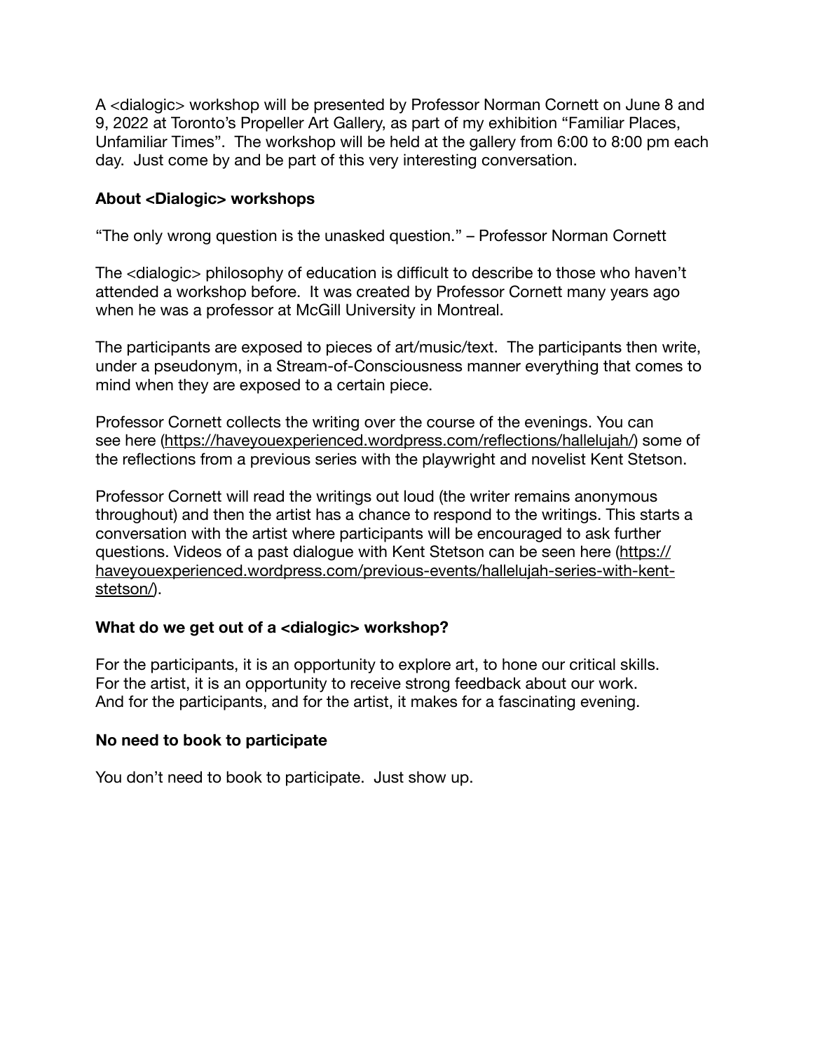A <dialogic> workshop will be presented by Professor Norman Cornett on June 8 and 9, 2022 at Toronto's Propeller Art Gallery, as part of my exhibition "Familiar Places, Unfamiliar Times". The workshop will be held at the gallery from 6:00 to 8:00 pm each day. Just come by and be part of this very interesting conversation.

**About <Dialogic> workshops**

"The only wrong question is the unasked question." – Professor Norman Cornett

The <dialogic> philosophy of education is difficult to describe to those who haven't attended a workshop before. It was created by Professor Cornett many years ago when he was a professor at McGill University in Montreal.

The participants are exposed to pieces of art/music/text. The participants then write, under a pseudonym, in a Stream-of-Consciousness manner everything that comes to mind when they are exposed to a certain piece.

Professor Cornett collects the writing over the course of the evenings. You can see here (https://haveyouexperienced.wordpress.com/reflections/hallelujah/) some of the reflections from a previous series with the playwright and novelist Kent Stetson.

Professor Cornett will read the writings out loud (the writer remains anonymous throughout) and then the artist has a chance to respond to the writings. This starts a conversation with the artist where participants will be encouraged to ask further questions. Videos of a past dialogue with Kent Stetson can be seen here (https://haveyouexperienced.wordpress.com/previous-events/hallelujah-series-with-kent-stetson/).

**What do we get out of a <dialogic> workshop?**

For the participants, it is an opportunity to explore art, to hone our critical skills.
For the artist, it is an opportunity to receive strong feedback about our work.
And for the participants, and for the artist, it makes for a fascinating evening.

**No need to book to participate**

You don't need to book to participate. Just show up.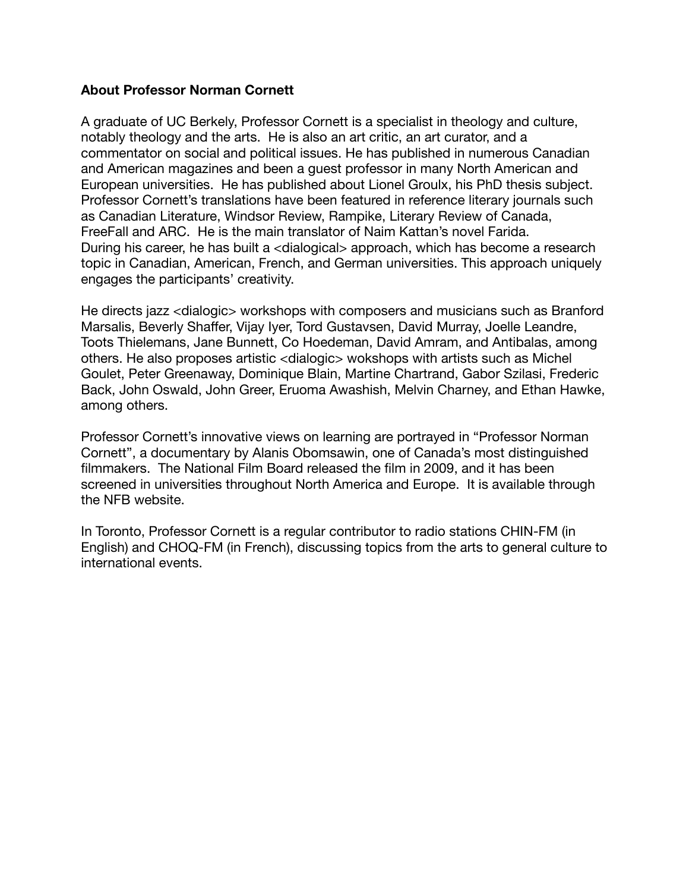**About Professor Norman Cornett**

A graduate of UC Berkely, Professor Cornett is a specialist in theology and culture, notably theology and the arts. He is also an art critic, an art curator, and a commentator on social and political issues. He has published in numerous Canadian and American magazines and been a guest professor in many North American and European universities. He has published about Lionel Groulx, his PhD thesis subject. Professor Cornett's translations have been featured in reference literary journals such as Canadian Literature, Windsor Review, Rampike, Literary Review of Canada, FreeFall and ARC. He is the main translator of Naim Kattan's novel Farida.
During his career, he has built a <dialogical> approach, which has become a research topic in Canadian, American, French, and German universities. This approach uniquely engages the participants' creativity.

He directs jazz <dialogic> workshops with composers and musicians such as Branford Marsalis, Beverly Shaffer, Vijay Iyer, Tord Gustavsen, David Murray, Joelle Leandre, Toots Thielemans, Jane Bunnett, Co Hoedeman, David Amram, and Antibalas, among others. He also proposes artistic <dialogic> wokshops with artists such as Michel Goulet, Peter Greenaway, Dominique Blain, Martine Chartrand, Gabor Szilasi, Frederic Back, John Oswald, John Greer, Eruoma Awashish, Melvin Charney, and Ethan Hawke, among others.

Professor Cornett's innovative views on learning are portrayed in "Professor Norman Cornett", a documentary by Alanis Obomsawin, one of Canada's most distinguished filmmakers. The National Film Board released the film in 2009, and it has been screened in universities throughout North America and Europe. It is available through the NFB website.

In Toronto, Professor Cornett is a regular contributor to radio stations CHIN-FM (in English) and CHOQ-FM (in French), discussing topics from the arts to general culture to international events.